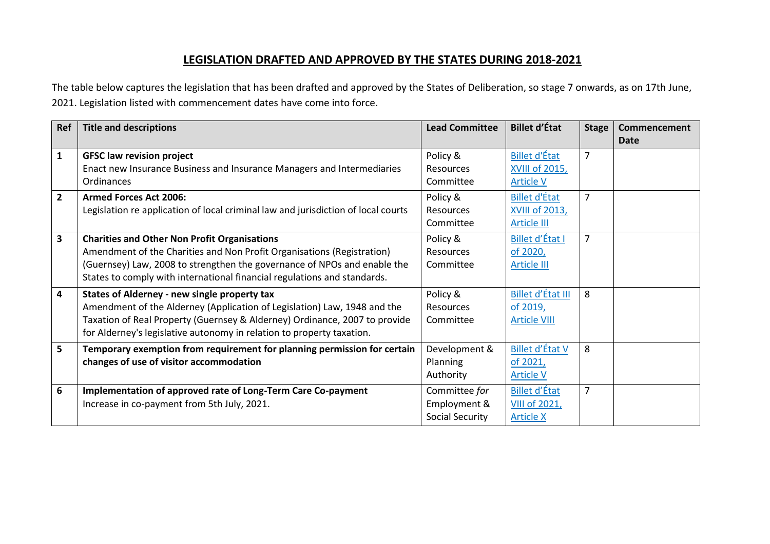# LEGISLATION DRAFTED AND APPROVED BY THE STATES DURING 2018-2021

The table below captures the legislation that has been drafted and approved by the States of Deliberation, so stage 7 onwards, as on 17th June, 2021. Legislation listed with commencement dates have come into force.

| Ref | Title and descriptions | Lead Committee | Billet d'État | Stage | Commencement Date |
|---|---|---|---|---|---|
| **1** | **GFSC law revision project**<br>Enact new Insurance Business and Insurance Managers and Intermediaries Ordinances | Policy & Resources Committee | Billet d'État XVIII of 2015, Article V | 7 | |
| **2** | **Armed Forces Act 2006:**<br>Legislation re application of local criminal law and jurisdiction of local courts | Policy & Resources Committee | Billet d'État XVIII of 2013, Article III | 7 | |
| **3** | **Charities and Other Non Profit Organisations**<br>Amendment of the Charities and Non Profit Organisations (Registration) (Guernsey) Law, 2008 to strengthen the governance of NPOs and enable the States to comply with international financial regulations and standards. | Policy & Resources Committee | Billet d'État I of 2020, Article III | 7 | |
| **4** | **States of Alderney - new single property tax**<br>Amendment of the Alderney (Application of Legislation) Law, 1948 and the Taxation of Real Property (Guernsey & Alderney) Ordinance, 2007 to provide for Alderney's legislative autonomy in relation to property taxation. | Policy & Resources Committee | Billet d'État III of 2019, Article VIII | 8 | |
| **5** | **Temporary exemption from requirement for planning permission for certain changes of use of visitor accommodation** | Development & Planning Authority | Billet d'État V of 2021, Article V | 8 | |
| **6** | **Implementation of approved rate of Long-Term Care Co-payment**<br>Increase in co-payment from 5th July, 2021. | Committee *for* Employment & Social Security | Billet d'État VIII of 2021, Article X | 7 | |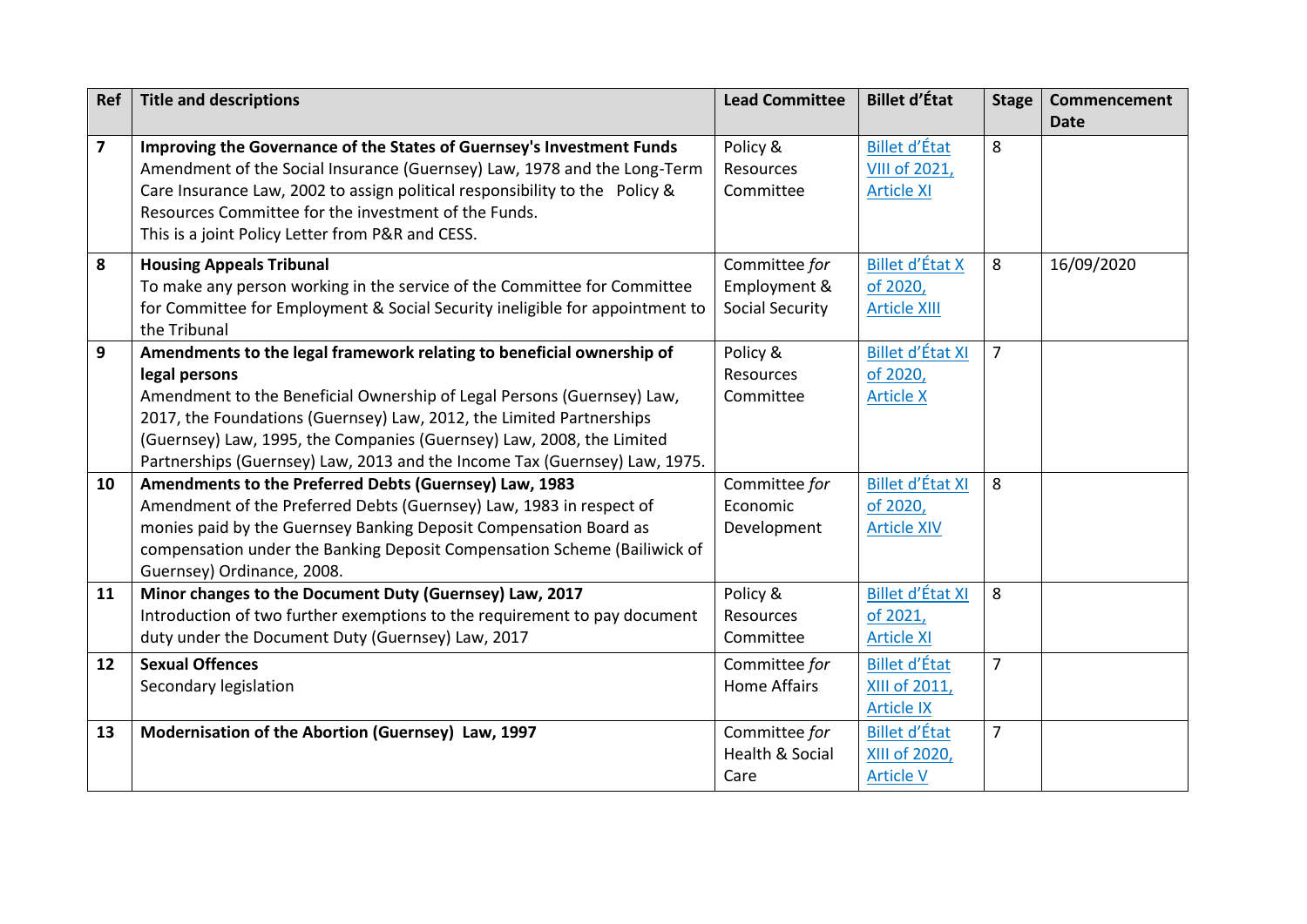| Ref | Title and descriptions | Lead Committee | Billet d'État | Stage | Commencement Date |
|---|---|---|---|---|---|
| **7** | **Improving the Governance of the States of Guernsey's Investment Funds**<br>Amendment of the Social Insurance (Guernsey) Law, 1978 and the Long-Term Care Insurance Law, 2002 to assign political responsibility to the Policy & Resources Committee for the investment of the Funds.<br>This is a joint Policy Letter from P&R and CESS. | Policy & Resources Committee | Billet d'État VIII of 2021, Article XI | 8 | |
| **8** | **Housing Appeals Tribunal**<br>To make any person working in the service of the Committee for Committee for Committee for Employment & Social Security ineligible for appointment to the Tribunal | Committee *for* Employment & Social Security | Billet d'État X of 2020, Article XIII | 8 | 16/09/2020 |
| **9** | **Amendments to the legal framework relating to beneficial ownership of legal persons**<br>Amendment to the Beneficial Ownership of Legal Persons (Guernsey) Law, 2017, the Foundations (Guernsey) Law, 2012, the Limited Partnerships (Guernsey) Law, 1995, the Companies (Guernsey) Law, 2008, the Limited Partnerships (Guernsey) Law, 2013 and the Income Tax (Guernsey) Law, 1975. | Policy & Resources Committee | Billet d'État XI of 2020, Article X | 7 | |
| **10** | **Amendments to the Preferred Debts (Guernsey) Law, 1983**<br>Amendment of the Preferred Debts (Guernsey) Law, 1983 in respect of monies paid by the Guernsey Banking Deposit Compensation Board as compensation under the Banking Deposit Compensation Scheme (Bailiwick of Guernsey) Ordinance, 2008. | Committee *for* Economic Development | Billet d'État XI of 2020, Article XIV | 8 | |
| **11** | **Minor changes to the Document Duty (Guernsey) Law, 2017**<br>Introduction of two further exemptions to the requirement to pay document duty under the Document Duty (Guernsey) Law, 2017 | Policy & Resources Committee | Billet d'État XI of 2021, Article XI | 8 | |
| **12** | **Sexual Offences**<br>Secondary legislation | Committee *for* Home Affairs | Billet d'État XIII of 2011, Article IX | 7 | |
| **13** | **Modernisation of the Abortion (Guernsey) Law, 1997** | Committee *for* Health & Social Care | Billet d'État XIII of 2020, Article V | 7 | |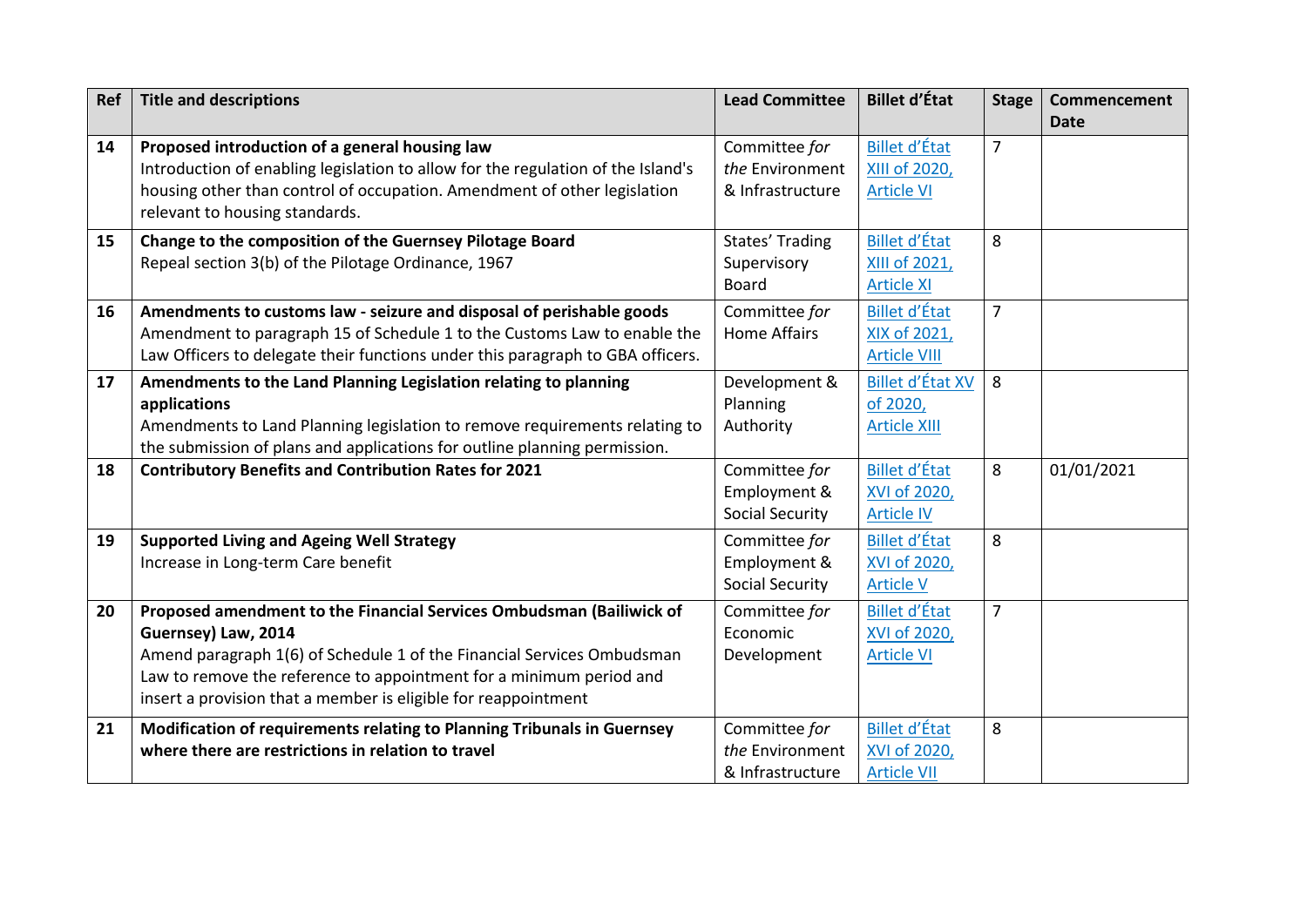| Ref | Title and descriptions | Lead Committee | Billet d'État | Stage | Commencement Date |
|---|---|---|---|---|---|
| 14 | **Proposed introduction of a general housing law**<br>Introduction of enabling legislation to allow for the regulation of the Island's housing other than control of occupation. Amendment of other legislation relevant to housing standards. | Committee *for the* Environment & Infrastructure | Billet d'État XIII of 2020, Article VI | 7 | |
| 15 | **Change to the composition of the Guernsey Pilotage Board**<br>Repeal section 3(b) of the Pilotage Ordinance, 1967 | States' Trading Supervisory Board | Billet d'État XIII of 2021, Article XI | 8 | |
| 16 | **Amendments to customs law - seizure and disposal of perishable goods**<br>Amendment to paragraph 15 of Schedule 1 to the Customs Law to enable the Law Officers to delegate their functions under this paragraph to GBA officers. | Committee *for* Home Affairs | Billet d'État XIX of 2021, Article VIII | 7 | |
| 17 | **Amendments to the Land Planning Legislation relating to planning applications**<br>Amendments to Land Planning legislation to remove requirements relating to the submission of plans and applications for outline planning permission. | Development & Planning Authority | Billet d'État XV of 2020, Article XIII | 8 | |
| 18 | **Contributory Benefits and Contribution Rates for 2021** | Committee *for* Employment & Social Security | Billet d'État XVI of 2020, Article IV | 8 | 01/01/2021 |
| 19 | **Supported Living and Ageing Well Strategy**<br>Increase in Long-term Care benefit | Committee *for* Employment & Social Security | Billet d'État XVI of 2020, Article V | 8 | |
| 20 | **Proposed amendment to the Financial Services Ombudsman (Bailiwick of Guernsey) Law, 2014**<br>Amend paragraph 1(6) of Schedule 1 of the Financial Services Ombudsman Law to remove the reference to appointment for a minimum period and insert a provision that a member is eligible for reappointment | Committee *for* Economic Development | Billet d'État XVI of 2020, Article VI | 7 | |
| 21 | **Modification of requirements relating to Planning Tribunals in Guernsey where there are restrictions in relation to travel** | Committee *for the* Environment & Infrastructure | Billet d'État XVI of 2020, Article VII | 8 | |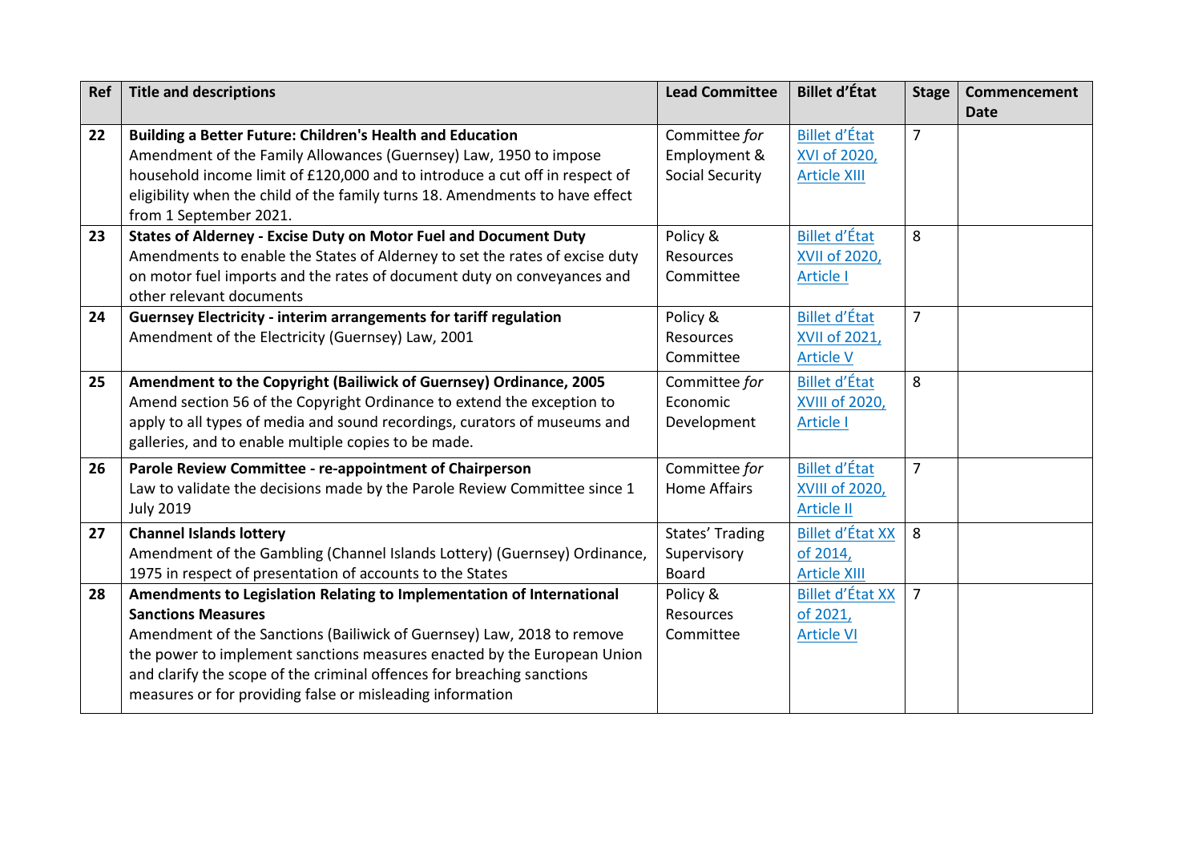| Ref | Title and descriptions | Lead Committee | Billet d'État | Stage | Commencement Date |
|---|---|---|---|---|---|
| 22 | **Building a Better Future: Children's Health and Education** Amendment of the Family Allowances (Guernsey) Law, 1950 to impose household income limit of £120,000 and to introduce a cut off in respect of eligibility when the child of the family turns 18. Amendments to have effect from 1 September 2021. | Committee *for* Employment & Social Security | Billet d'État XVI of 2020, Article XIII | 7 | |
| 23 | **States of Alderney - Excise Duty on Motor Fuel and Document Duty** Amendments to enable the States of Alderney to set the rates of excise duty on motor fuel imports and the rates of document duty on conveyances and other relevant documents | Policy & Resources Committee | Billet d'État XVII of 2020, Article I | 8 | |
| 24 | **Guernsey Electricity - interim arrangements for tariff regulation** Amendment of the Electricity (Guernsey) Law, 2001 | Policy & Resources Committee | Billet d'État XVII of 2021, Article V | 7 | |
| 25 | **Amendment to the Copyright (Bailiwick of Guernsey) Ordinance, 2005** Amend section 56 of the Copyright Ordinance to extend the exception to apply to all types of media and sound recordings, curators of museums and galleries, and to enable multiple copies to be made. | Committee *for* Economic Development | Billet d'État XVIII of 2020, Article I | 8 | |
| 26 | **Parole Review Committee - re-appointment of Chairperson** Law to validate the decisions made by the Parole Review Committee since 1 July 2019 | Committee *for* Home Affairs | Billet d'État XVIII of 2020, Article II | 7 | |
| 27 | **Channel Islands lottery** Amendment of the Gambling (Channel Islands Lottery) (Guernsey) Ordinance, 1975 in respect of presentation of accounts to the States | States' Trading Supervisory Board | Billet d'État XX of 2014, Article XIII | 8 | |
| 28 | **Amendments to Legislation Relating to Implementation of International Sanctions Measures** Amendment of the Sanctions (Bailiwick of Guernsey) Law, 2018 to remove the power to implement sanctions measures enacted by the European Union and clarify the scope of the criminal offences for breaching sanctions measures or for providing false or misleading information | Policy & Resources Committee | Billet d'État XX of 2021, Article VI | 7 | |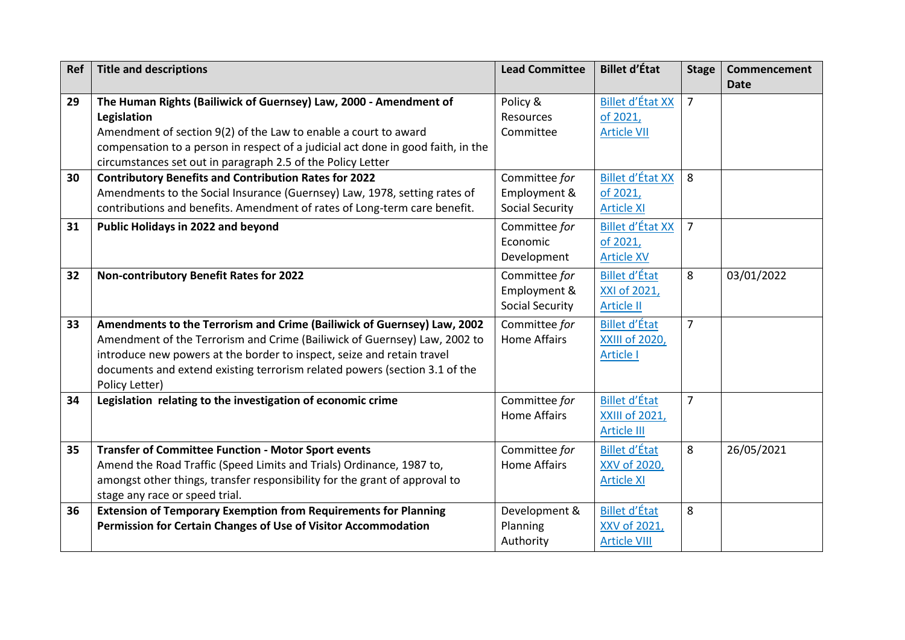| Ref | Title and descriptions | Lead Committee | Billet d'État | Stage | Commencement Date |
|---|---|---|---|---|---|
| 29 | **The Human Rights (Bailiwick of Guernsey) Law, 2000 - Amendment of Legislation**<br>Amendment of section 9(2) of the Law to enable a court to award compensation to a person in respect of a judicial act done in good faith, in the circumstances set out in paragraph 2.5 of the Policy Letter | Policy & Resources Committee | Billet d'État XX of 2021, Article VII | 7 | |
| 30 | **Contributory Benefits and Contribution Rates for 2022**<br>Amendments to the Social Insurance (Guernsey) Law, 1978, setting rates of contributions and benefits. Amendment of rates of Long-term care benefit. | Committee *for* Employment & Social Security | Billet d'État XX of 2021, Article XI | 8 | |
| 31 | **Public Holidays in 2022 and beyond** | Committee *for* Economic Development | Billet d'État XX of 2021, Article XV | 7 | |
| 32 | **Non-contributory Benefit Rates for 2022** | Committee *for* Employment & Social Security | Billet d'État XXI of 2021, Article II | 8 | 03/01/2022 |
| 33 | **Amendments to the Terrorism and Crime (Bailiwick of Guernsey) Law, 2002**<br>Amendment of the Terrorism and Crime (Bailiwick of Guernsey) Law, 2002 to introduce new powers at the border to inspect, seize and retain travel documents and extend existing terrorism related powers (section 3.1 of the Policy Letter) | Committee *for* Home Affairs | Billet d'État XXIII of 2020, Article I | 7 | |
| 34 | **Legislation relating to the investigation of economic crime** | Committee *for* Home Affairs | Billet d'État XXIII of 2021, Article III | 7 | |
| 35 | **Transfer of Committee Function - Motor Sport events**<br>Amend the Road Traffic (Speed Limits and Trials) Ordinance, 1987 to, amongst other things, transfer responsibility for the grant of approval to stage any race or speed trial. | Committee *for* Home Affairs | Billet d'État XXV of 2020, Article XI | 8 | 26/05/2021 |
| 36 | **Extension of Temporary Exemption from Requirements for Planning Permission for Certain Changes of Use of Visitor Accommodation** | Development & Planning Authority | Billet d'État XXV of 2021, Article VIII | 8 | |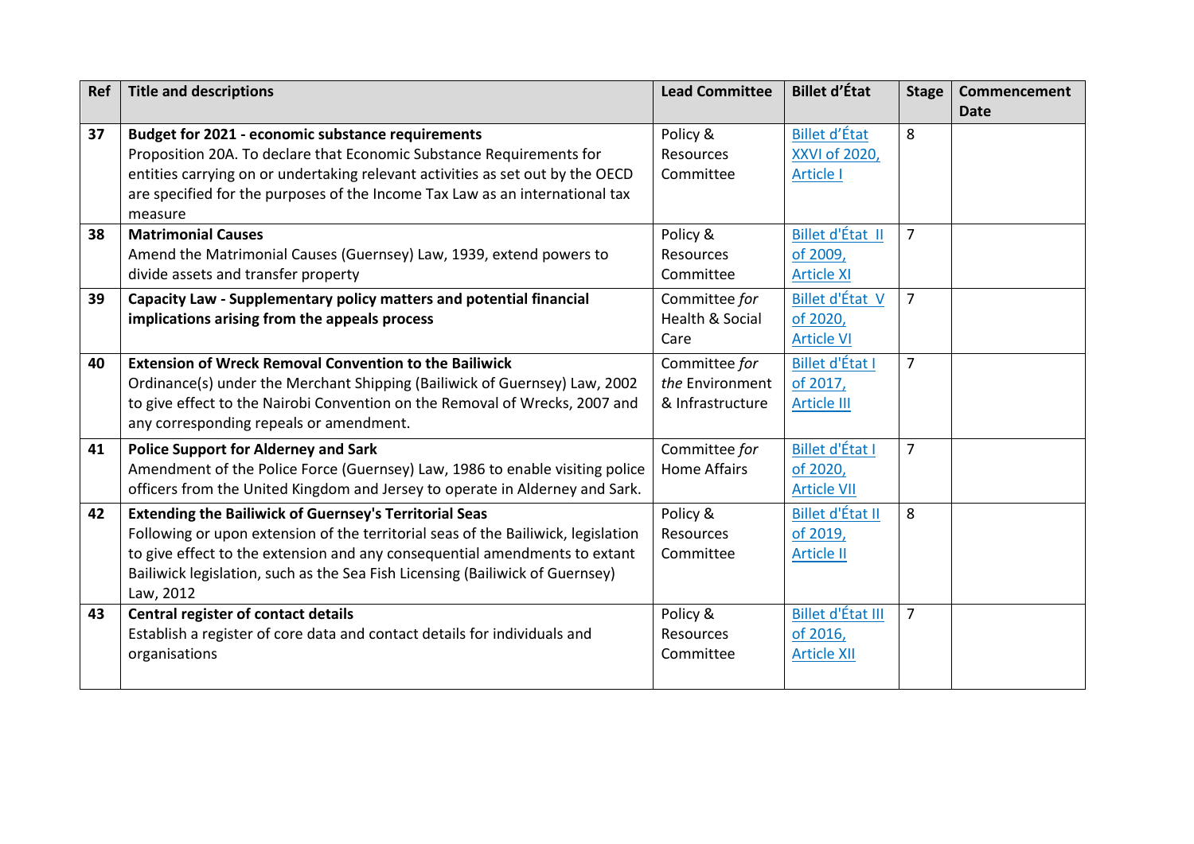| Ref | Title and descriptions | Lead Committee | Billet d'État | Stage | Commencement Date |
|---|---|---|---|---|---|
| 37 | **Budget for 2021 - economic substance requirements**<br>Proposition 20A. To declare that Economic Substance Requirements for entities carrying on or undertaking relevant activities as set out by the OECD are specified for the purposes of the Income Tax Law as an international tax measure | Policy & Resources Committee | Billet d'État XXVI of 2020, Article I | 8 | |
| 38 | **Matrimonial Causes**<br>Amend the Matrimonial Causes (Guernsey) Law, 1939, extend powers to divide assets and transfer property | Policy & Resources Committee | Billet d'État II of 2009, Article XI | 7 | |
| 39 | **Capacity Law - Supplementary policy matters and potential financial implications arising from the appeals process** | Committee *for* Health & Social Care | Billet d'État V of 2020, Article VI | 7 | |
| 40 | **Extension of Wreck Removal Convention to the Bailiwick**<br>Ordinance(s) under the Merchant Shipping (Bailiwick of Guernsey) Law, 2002 to give effect to the Nairobi Convention on the Removal of Wrecks, 2007 and any corresponding repeals or amendment. | Committee *for the* Environment & Infrastructure | Billet d'État I of 2017, Article III | 7 | |
| 41 | **Police Support for Alderney and Sark**<br>Amendment of the Police Force (Guernsey) Law, 1986 to enable visiting police officers from the United Kingdom and Jersey to operate in Alderney and Sark. | Committee *for* Home Affairs | Billet d'État I of 2020, Article VII | 7 | |
| 42 | **Extending the Bailiwick of Guernsey's Territorial Seas**<br>Following or upon extension of the territorial seas of the Bailiwick, legislation to give effect to the extension and any consequential amendments to extant Bailiwick legislation, such as the Sea Fish Licensing (Bailiwick of Guernsey) Law, 2012 | Policy & Resources Committee | Billet d'État II of 2019, Article II | 8 | |
| 43 | **Central register of contact details**<br>Establish a register of core data and contact details for individuals and organisations | Policy & Resources Committee | Billet d'État III of 2016, Article XII | 7 | |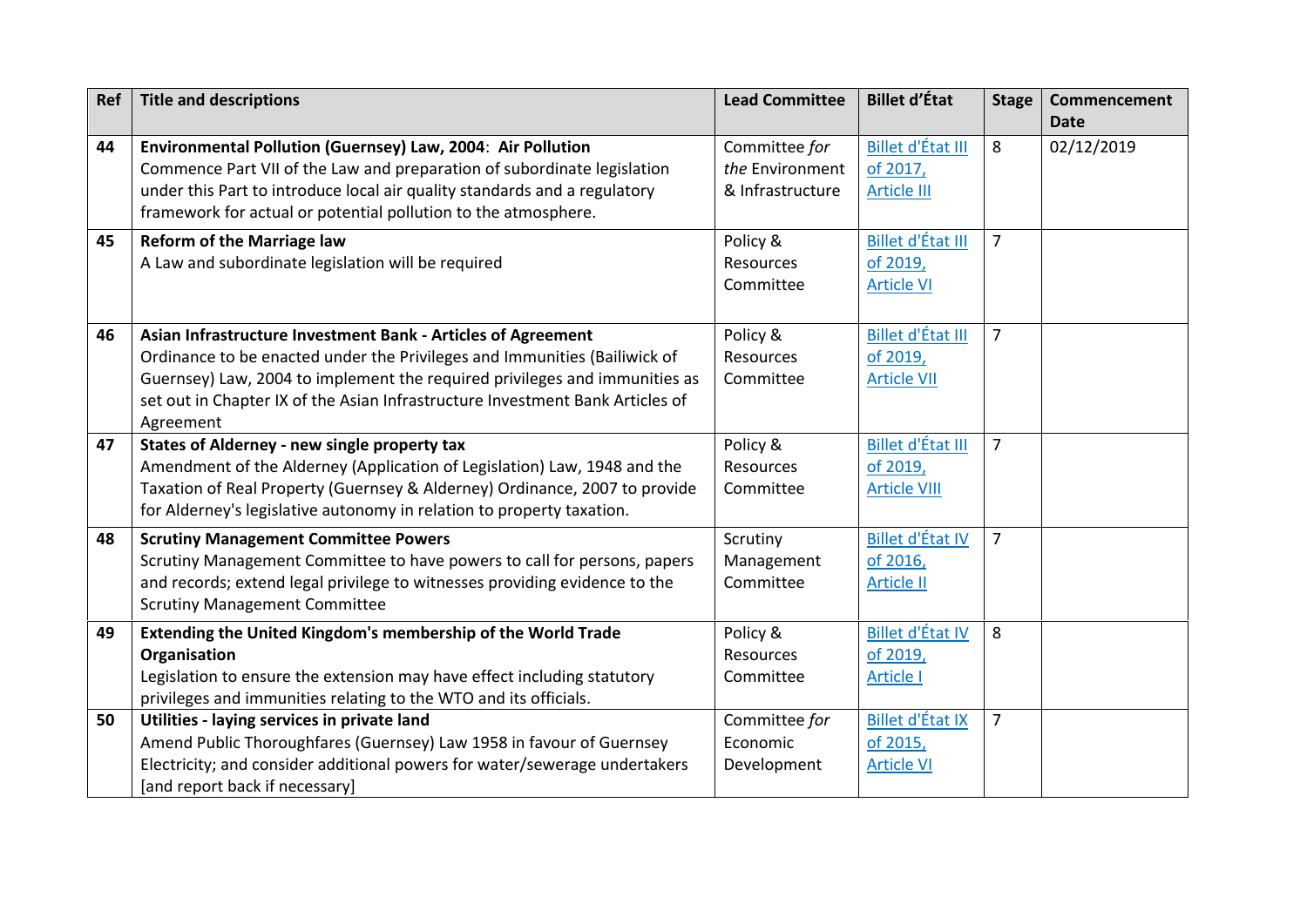| Ref | Title and descriptions | Lead Committee | Billet d'État | Stage | Commencement Date |
|---|---|---|---|---|---|
| 44 | **Environmental Pollution (Guernsey) Law, 2004: Air Pollution** Commence Part VII of the Law and preparation of subordinate legislation under this Part to introduce local air quality standards and a regulatory framework for actual or potential pollution to the atmosphere. | Committee *for the* Environment & Infrastructure | Billet d'État III of 2017, Article III | 8 | 02/12/2019 |
| 45 | **Reform of the Marriage law** A Law and subordinate legislation will be required | Policy & Resources Committee | Billet d'État III of 2019, Article VI | 7 | |
| 46 | **Asian Infrastructure Investment Bank - Articles of Agreement** Ordinance to be enacted under the Privileges and Immunities (Bailiwick of Guernsey) Law, 2004 to implement the required privileges and immunities as set out in Chapter IX of the Asian Infrastructure Investment Bank Articles of Agreement | Policy & Resources Committee | Billet d'État III of 2019, Article VII | 7 | |
| 47 | **States of Alderney - new single property tax** Amendment of the Alderney (Application of Legislation) Law, 1948 and the Taxation of Real Property (Guernsey & Alderney) Ordinance, 2007 to provide for Alderney's legislative autonomy in relation to property taxation. | Policy & Resources Committee | Billet d'État III of 2019, Article VIII | 7 | |
| 48 | **Scrutiny Management Committee Powers** Scrutiny Management Committee to have powers to call for persons, papers and records; extend legal privilege to witnesses providing evidence to the Scrutiny Management Committee | Scrutiny Management Committee | Billet d'État IV of 2016, Article II | 7 | |
| 49 | **Extending the United Kingdom's membership of the World Trade Organisation** Legislation to ensure the extension may have effect including statutory privileges and immunities relating to the WTO and its officials. | Policy & Resources Committee | Billet d'État IV of 2019, Article I | 8 | |
| 50 | **Utilities - laying services in private land** Amend Public Thoroughfares (Guernsey) Law 1958 in favour of Guernsey Electricity; and consider additional powers for water/sewerage undertakers [and report back if necessary] | Committee *for* Economic Development | Billet d'État IX of 2015, Article VI | 7 | |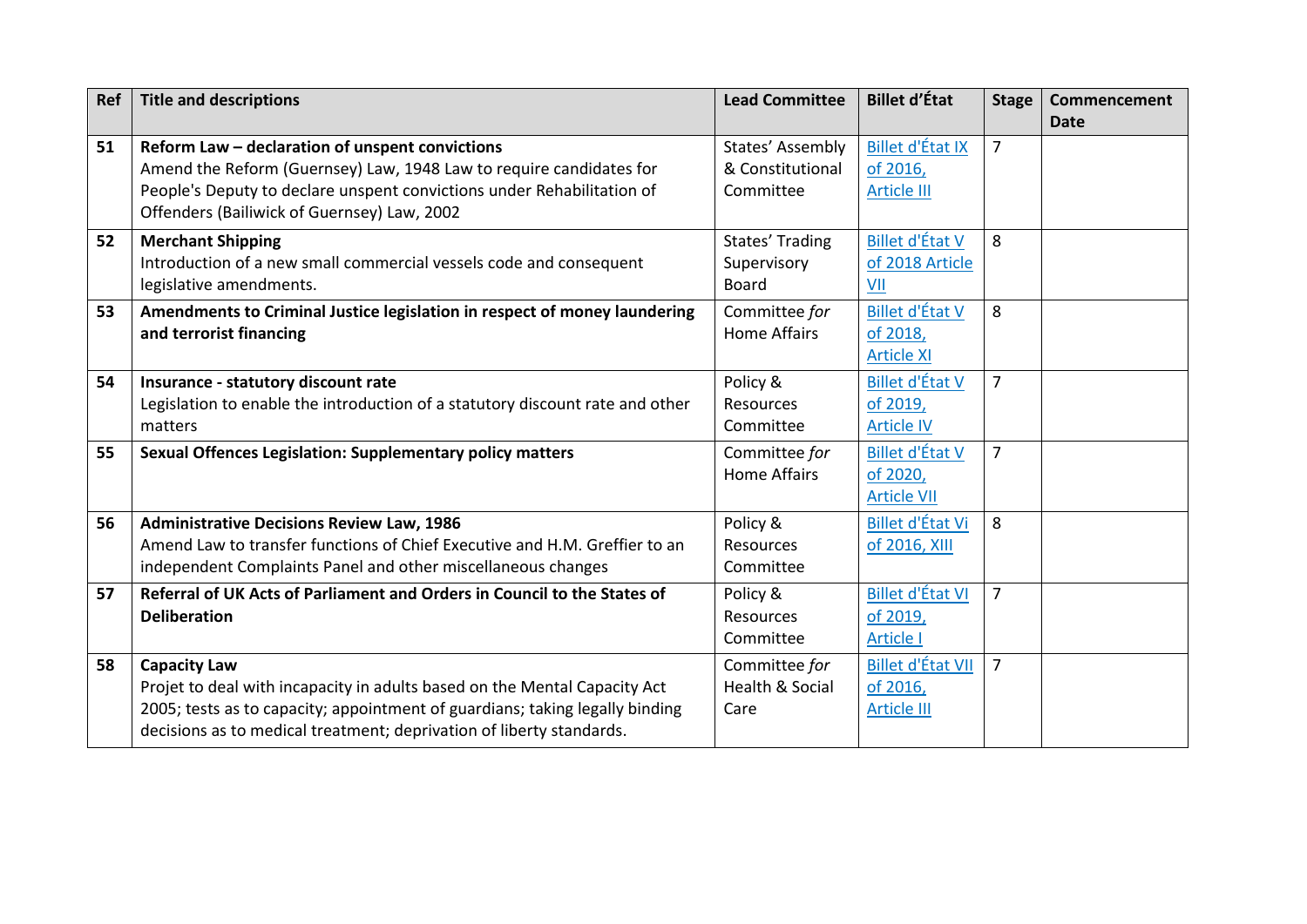| Ref | Title and descriptions | Lead Committee | Billet d'État | Stage | Commencement Date |
|---|---|---|---|---|---|
| 51 | **Reform Law – declaration of unspent convictions** Amend the Reform (Guernsey) Law, 1948 Law to require candidates for People's Deputy to declare unspent convictions under Rehabilitation of Offenders (Bailiwick of Guernsey) Law, 2002 | States' Assembly & Constitutional Committee | Billet d'État IX of 2016, Article III | 7 | |
| 52 | **Merchant Shipping** Introduction of a new small commercial vessels code and consequent legislative amendments. | States' Trading Supervisory Board | Billet d'État V of 2018 Article VII | 8 | |
| 53 | **Amendments to Criminal Justice legislation in respect of money laundering and terrorist financing** | Committee *for* Home Affairs | Billet d'État V of 2018, Article XI | 8 | |
| 54 | **Insurance - statutory discount rate** Legislation to enable the introduction of a statutory discount rate and other matters | Policy & Resources Committee | Billet d'État V of 2019, Article IV | 7 | |
| 55 | **Sexual Offences Legislation: Supplementary policy matters** | Committee *for* Home Affairs | Billet d'État V of 2020, Article VII | 7 | |
| 56 | **Administrative Decisions Review Law, 1986** Amend Law to transfer functions of Chief Executive and H.M. Greffier to an independent Complaints Panel and other miscellaneous changes | Policy & Resources Committee | Billet d'État Vi of 2016, XIII | 8 | |
| 57 | **Referral of UK Acts of Parliament and Orders in Council to the States of Deliberation** | Policy & Resources Committee | Billet d'État VI of 2019, Article I | 7 | |
| 58 | **Capacity Law** Projet to deal with incapacity in adults based on the Mental Capacity Act 2005; tests as to capacity; appointment of guardians; taking legally binding decisions as to medical treatment; deprivation of liberty standards. | Committee *for* Health & Social Care | Billet d'État VII of 2016, Article III | 7 | |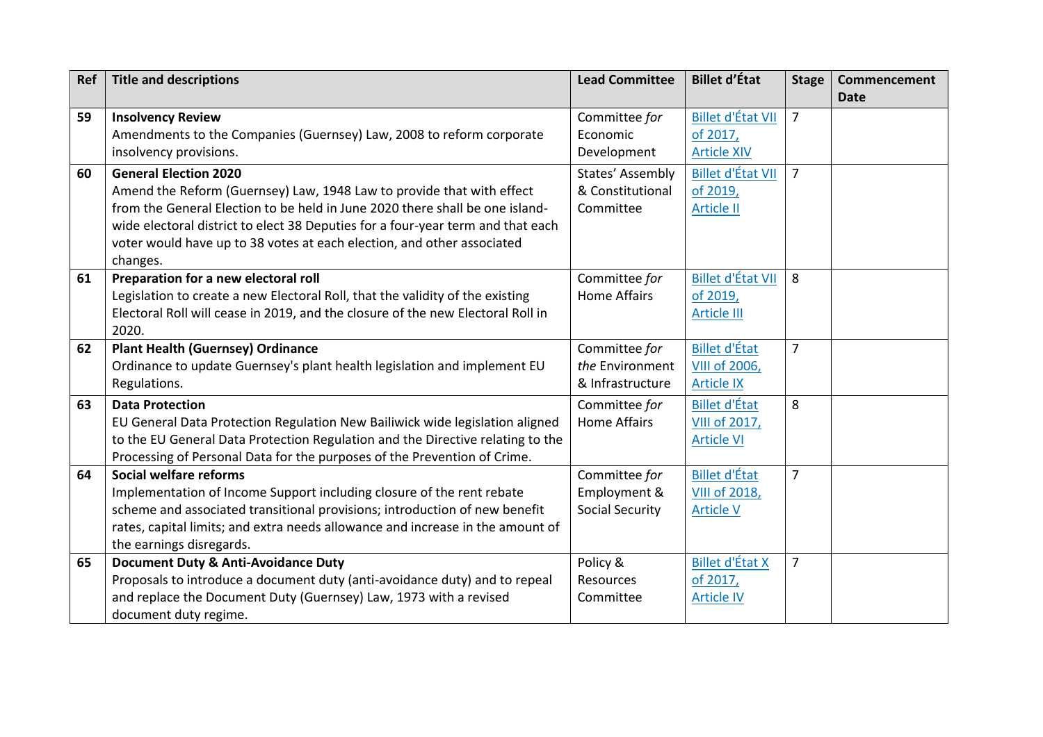| Ref | Title and descriptions | Lead Committee | Billet d'État | Stage | Commencement Date |
|---|---|---|---|---|---|
| 59 | **Insolvency Review**<br>Amendments to the Companies (Guernsey) Law, 2008 to reform corporate insolvency provisions. | Committee *for* Economic Development | Billet d'État VII of 2017, Article XIV | 7 | |
| 60 | **General Election 2020**<br>Amend the Reform (Guernsey) Law, 1948 Law to provide that with effect from the General Election to be held in June 2020 there shall be one island-wide electoral district to elect 38 Deputies for a four-year term and that each voter would have up to 38 votes at each election, and other associated changes. | States' Assembly & Constitutional Committee | Billet d'État VII of 2019, Article II | 7 | |
| 61 | **Preparation for a new electoral roll**<br>Legislation to create a new Electoral Roll, that the validity of the existing Electoral Roll will cease in 2019, and the closure of the new Electoral Roll in 2020. | Committee *for* Home Affairs | Billet d'État VII of 2019, Article III | 8 | |
| 62 | **Plant Health (Guernsey) Ordinance**<br>Ordinance to update Guernsey's plant health legislation and implement EU Regulations. | Committee *for the* Environment & Infrastructure | Billet d'État VIII of 2006, Article IX | 7 | |
| 63 | **Data Protection**<br>EU General Data Protection Regulation New Bailiwick wide legislation aligned to the EU General Data Protection Regulation and the Directive relating to the Processing of Personal Data for the purposes of the Prevention of Crime. | Committee *for* Home Affairs | Billet d'État VIII of 2017, Article VI | 8 | |
| 64 | **Social welfare reforms**<br>Implementation of Income Support including closure of the rent rebate scheme and associated transitional provisions; introduction of new benefit rates, capital limits; and extra needs allowance and increase in the amount of the earnings disregards. | Committee *for* Employment & Social Security | Billet d'État VIII of 2018, Article V | 7 | |
| 65 | **Document Duty & Anti-Avoidance Duty**<br>Proposals to introduce a document duty (anti-avoidance duty) and to repeal and replace the Document Duty (Guernsey) Law, 1973 with a revised document duty regime. | Policy & Resources Committee | Billet d'État X of 2017, Article IV | 7 | |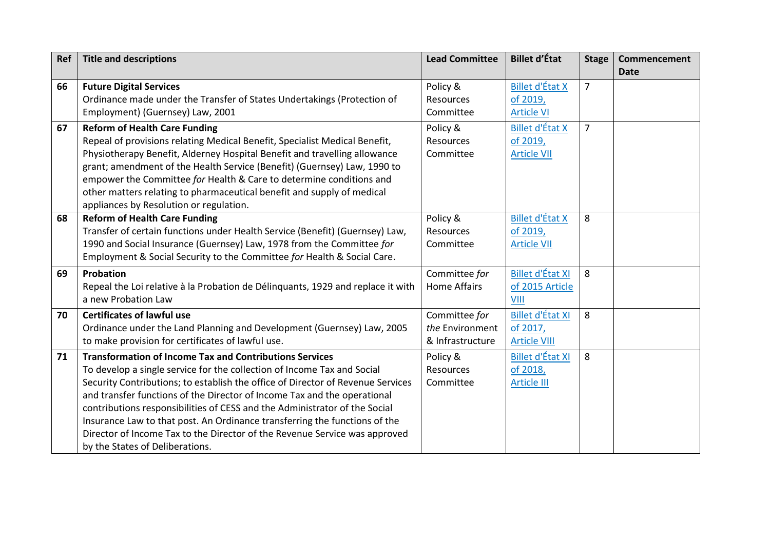| Ref | Title and descriptions | Lead Committee | Billet d'État | Stage | Commencement Date |
|---|---|---|---|---|---|
| 66 | **Future Digital Services**<br>Ordinance made under the Transfer of States Undertakings (Protection of Employment) (Guernsey) Law, 2001 | Policy & Resources Committee | Billet d'État X of 2019, Article VI | 7 | |
| 67 | **Reform of Health Care Funding**<br>Repeal of provisions relating Medical Benefit, Specialist Medical Benefit, Physiotherapy Benefit, Alderney Hospital Benefit and travelling allowance grant; amendment of the Health Service (Benefit) (Guernsey) Law, 1990 to empower the Committee *for* Health & Care to determine conditions and other matters relating to pharmaceutical benefit and supply of medical appliances by Resolution or regulation. | Policy & Resources Committee | Billet d'État X of 2019, Article VII | 7 | |
| 68 | **Reform of Health Care Funding**<br>Transfer of certain functions under Health Service (Benefit) (Guernsey) Law, 1990 and Social Insurance (Guernsey) Law, 1978 from the Committee *for* Employment & Social Security to the Committee *for* Health & Social Care. | Policy & Resources Committee | Billet d'État X of 2019, Article VII | 8 | |
| 69 | **Probation**<br>Repeal the Loi relative à la Probation de Délinquants, 1929 and replace it with a new Probation Law | Committee *for* Home Affairs | Billet d'État XI of 2015 Article VIII | 8 | |
| 70 | **Certificates of lawful use**<br>Ordinance under the Land Planning and Development (Guernsey) Law, 2005 to make provision for certificates of lawful use. | Committee *for the* Environment & Infrastructure | Billet d'État XI of 2017, Article VIII | 8 | |
| 71 | **Transformation of Income Tax and Contributions Services**<br>To develop a single service for the collection of Income Tax and Social Security Contributions; to establish the office of Director of Revenue Services and transfer functions of the Director of Income Tax and the operational contributions responsibilities of CESS and the Administrator of the Social Insurance Law to that post. An Ordinance transferring the functions of the Director of Income Tax to the Director of the Revenue Service was approved by the States of Deliberations. | Policy & Resources Committee | Billet d'État XI of 2018, Article III | 8 | |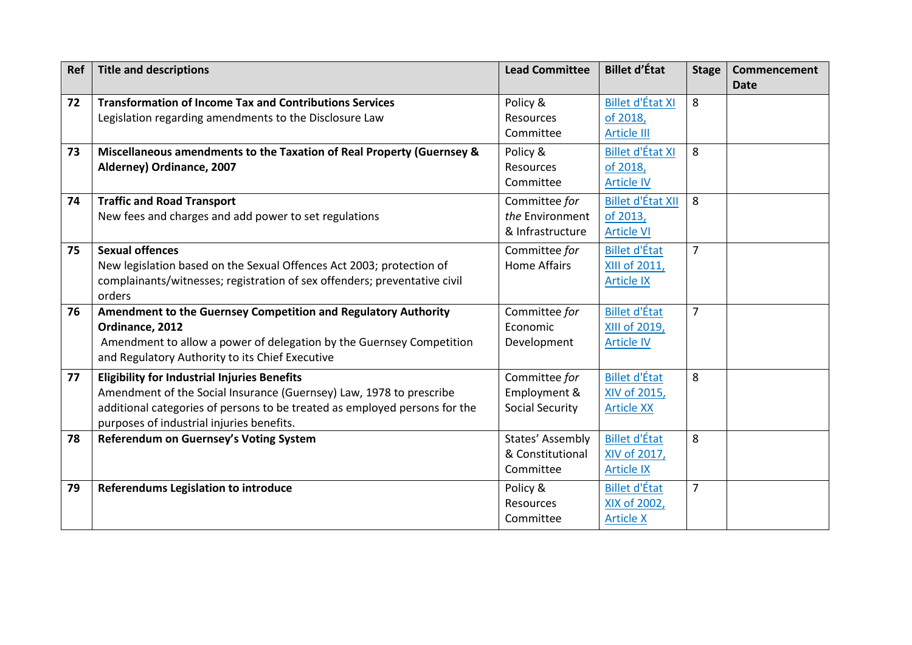| Ref | Title and descriptions | Lead Committee | Billet d'État | Stage | Commencement Date |
|---|---|---|---|---|---|
| 72 | **Transformation of Income Tax and Contributions Services**<br>Legislation regarding amendments to the Disclosure Law | Policy & Resources Committee | Billet d'État XI of 2018, Article III | 8 | |
| 73 | **Miscellaneous amendments to the Taxation of Real Property (Guernsey & Alderney) Ordinance, 2007** | Policy & Resources Committee | Billet d'État XI of 2018, Article IV | 8 | |
| 74 | **Traffic and Road Transport**<br>New fees and charges and add power to set regulations | Committee *for the* Environment & Infrastructure | Billet d'État XII of 2013, Article VI | 8 | |
| 75 | **Sexual offences**<br>New legislation based on the Sexual Offences Act 2003; protection of complainants/witnesses; registration of sex offenders; preventative civil orders | Committee *for* Home Affairs | Billet d'État XIII of 2011, Article IX | 7 | |
| 76 | **Amendment to the Guernsey Competition and Regulatory Authority Ordinance, 2012**<br>Amendment to allow a power of delegation by the Guernsey Competition and Regulatory Authority to its Chief Executive | Committee *for* Economic Development | Billet d'État XIII of 2019, Article IV | 7 | |
| 77 | **Eligibility for Industrial Injuries Benefits**<br>Amendment of the Social Insurance (Guernsey) Law, 1978 to prescribe additional categories of persons to be treated as employed persons for the purposes of industrial injuries benefits. | Committee *for* Employment & Social Security | Billet d'État XIV of 2015, Article XX | 8 | |
| 78 | **Referendum on Guernsey's Voting System** | States' Assembly & Constitutional Committee | Billet d'État XIV of 2017, Article IX | 8 | |
| 79 | **Referendums Legislation to introduce** | Policy & Resources Committee | Billet d'État XIX of 2002, Article X | 7 | |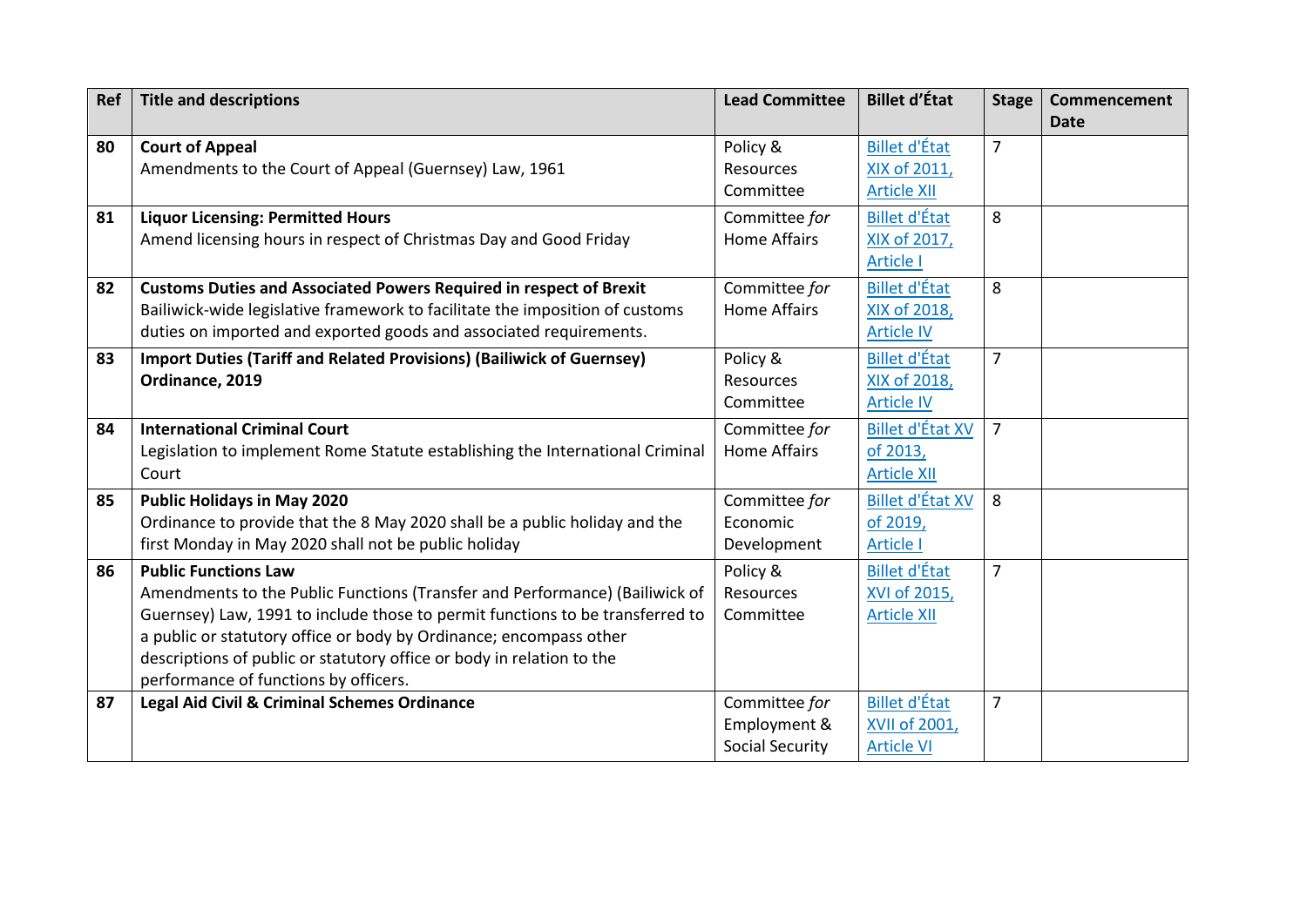| Ref | Title and descriptions | Lead Committee | Billet d'État | Stage | Commencement Date |
|---|---|---|---|---|---|
| **80** | **Court of Appeal**<br>Amendments to the Court of Appeal (Guernsey) Law, 1961 | Policy & Resources Committee | Billet d'État XIX of 2011, Article XII | 7 | |
| **81** | **Liquor Licensing: Permitted Hours**<br>Amend licensing hours in respect of Christmas Day and Good Friday | Committee *for* Home Affairs | Billet d'État XIX of 2017, Article I | 8 | |
| **82** | **Customs Duties and Associated Powers Required in respect of Brexit**<br>Bailiwick-wide legislative framework to facilitate the imposition of customs duties on imported and exported goods and associated requirements. | Committee *for* Home Affairs | Billet d'État XIX of 2018, Article IV | 8 | |
| **83** | **Import Duties (Tariff and Related Provisions) (Bailiwick of Guernsey) Ordinance, 2019** | Policy & Resources Committee | Billet d'État XIX of 2018, Article IV | 7 | |
| **84** | **International Criminal Court**<br>Legislation to implement Rome Statute establishing the International Criminal Court | Committee *for* Home Affairs | Billet d'État XV of 2013, Article XII | 7 | |
| **85** | **Public Holidays in May 2020**<br>Ordinance to provide that the 8 May 2020 shall be a public holiday and the first Monday in May 2020 shall not be public holiday | Committee *for* Economic Development | Billet d'État XV of 2019, Article I | 8 | |
| **86** | **Public Functions Law**<br>Amendments to the Public Functions (Transfer and Performance) (Bailiwick of Guernsey) Law, 1991 to include those to permit functions to be transferred to a public or statutory office or body by Ordinance; encompass other descriptions of public or statutory office or body in relation to the performance of functions by officers. | Policy & Resources Committee | Billet d'État XVI of 2015, Article XII | 7 | |
| **87** | **Legal Aid Civil & Criminal Schemes Ordinance** | Committee *for* Employment & Social Security | Billet d'État XVII of 2001, Article VI | 7 | |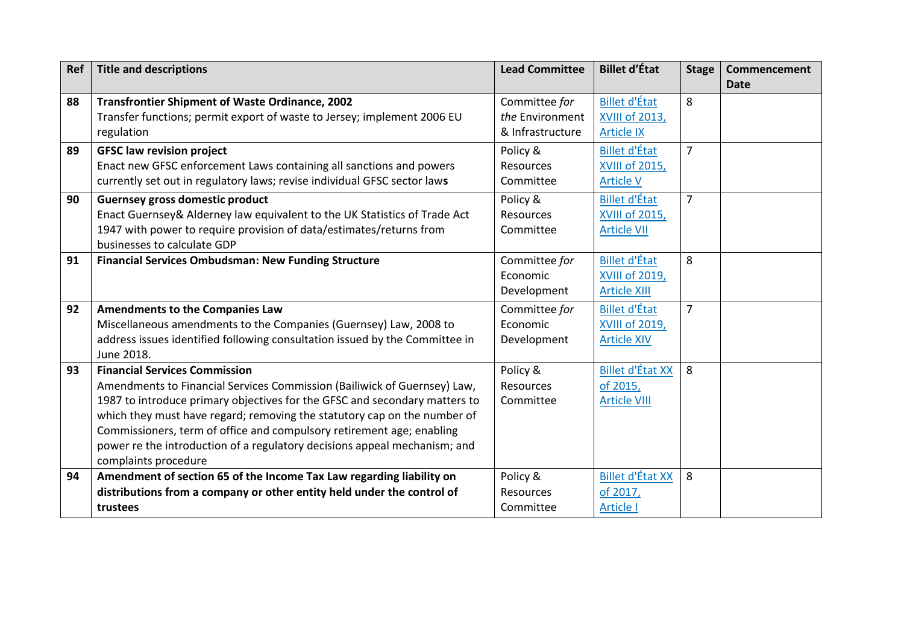| Ref | Title and descriptions | Lead Committee | Billet d'État | Stage | Commencement Date |
|---|---|---|---|---|---|
| 88 | **Transfrontier Shipment of Waste Ordinance, 2002**<br>Transfer functions; permit export of waste to Jersey; implement 2006 EU regulation | Committee *for the* Environment & Infrastructure | Billet d'État XVIII of 2013, Article IX | 8 | |
| 89 | **GFSC law revision project**<br>Enact new GFSC enforcement Laws containing all sanctions and powers currently set out in regulatory laws; revise individual GFSC sector laws | Policy & Resources Committee | Billet d'État XVIII of 2015, Article V | 7 | |
| 90 | **Guernsey gross domestic product**<br>Enact Guernsey& Alderney law equivalent to the UK Statistics of Trade Act 1947 with power to require provision of data/estimates/returns from businesses to calculate GDP | Policy & Resources Committee | Billet d'État XVIII of 2015, Article VII | 7 | |
| 91 | **Financial Services Ombudsman: New Funding Structure** | Committee *for* Economic Development | Billet d'État XVIII of 2019, Article XIII | 8 | |
| 92 | **Amendments to the Companies Law**<br>Miscellaneous amendments to the Companies (Guernsey) Law, 2008 to address issues identified following consultation issued by the Committee in June 2018. | Committee *for* Economic Development | Billet d'État XVIII of 2019, Article XIV | 7 | |
| 93 | **Financial Services Commission**<br>Amendments to Financial Services Commission (Bailiwick of Guernsey) Law, 1987 to introduce primary objectives for the GFSC and secondary matters to which they must have regard; removing the statutory cap on the number of Commissioners, term of office and compulsory retirement age; enabling power re the introduction of a regulatory decisions appeal mechanism; and complaints procedure | Policy & Resources Committee | Billet d'État XX of 2015, Article VIII | 8 | |
| 94 | **Amendment of section 65 of the Income Tax Law regarding liability on distributions from a company or other entity held under the control of trustees** | Policy & Resources Committee | Billet d'État XX of 2017, Article I | 8 | |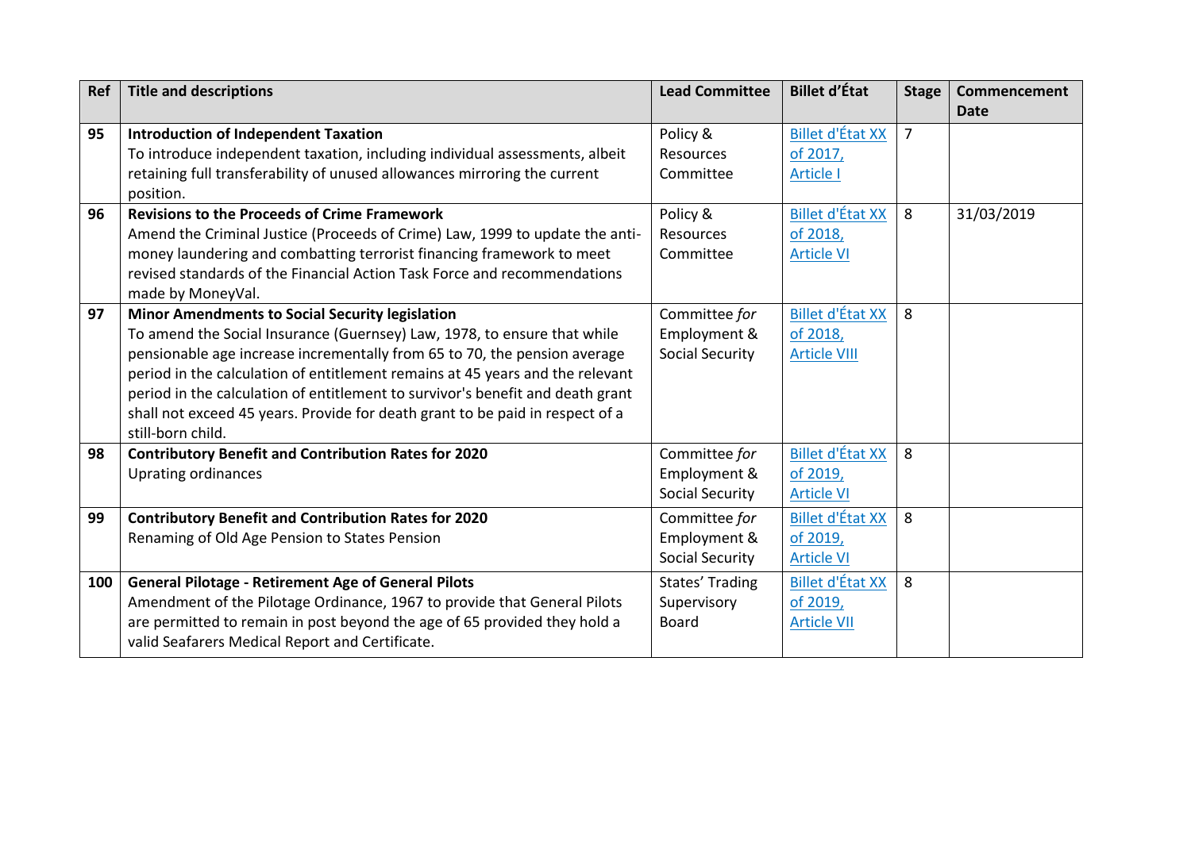| Ref | Title and descriptions | Lead Committee | Billet d'État | Stage | Commencement Date |
|---|---|---|---|---|---|
| 95 | **Introduction of Independent Taxation**<br>To introduce independent taxation, including individual assessments, albeit retaining full transferability of unused allowances mirroring the current position. | Policy & Resources Committee | Billet d'État XX of 2017, Article I | 7 | |
| 96 | **Revisions to the Proceeds of Crime Framework**<br>Amend the Criminal Justice (Proceeds of Crime) Law, 1999 to update the anti-money laundering and combatting terrorist financing framework to meet revised standards of the Financial Action Task Force and recommendations made by MoneyVal. | Policy & Resources Committee | Billet d'État XX of 2018, Article VI | 8 | 31/03/2019 |
| 97 | **Minor Amendments to Social Security legislation**<br>To amend the Social Insurance (Guernsey) Law, 1978, to ensure that while pensionable age increase incrementally from 65 to 70, the pension average period in the calculation of entitlement remains at 45 years and the relevant period in the calculation of entitlement to survivor's benefit and death grant shall not exceed 45 years. Provide for death grant to be paid in respect of a still-born child. | Committee *for* Employment & Social Security | Billet d'État XX of 2018, Article VIII | 8 | |
| 98 | **Contributory Benefit and Contribution Rates for 2020**<br>Uprating ordinances | Committee *for* Employment & Social Security | Billet d'État XX of 2019, Article VI | 8 | |
| 99 | **Contributory Benefit and Contribution Rates for 2020**<br>Renaming of Old Age Pension to States Pension | Committee *for* Employment & Social Security | Billet d'État XX of 2019, Article VI | 8 | |
| 100 | **General Pilotage - Retirement Age of General Pilots**<br>Amendment of the Pilotage Ordinance, 1967 to provide that General Pilots are permitted to remain in post beyond the age of 65 provided they hold a valid Seafarers Medical Report and Certificate. | States' Trading Supervisory Board | Billet d'État XX of 2019, Article VII | 8 | |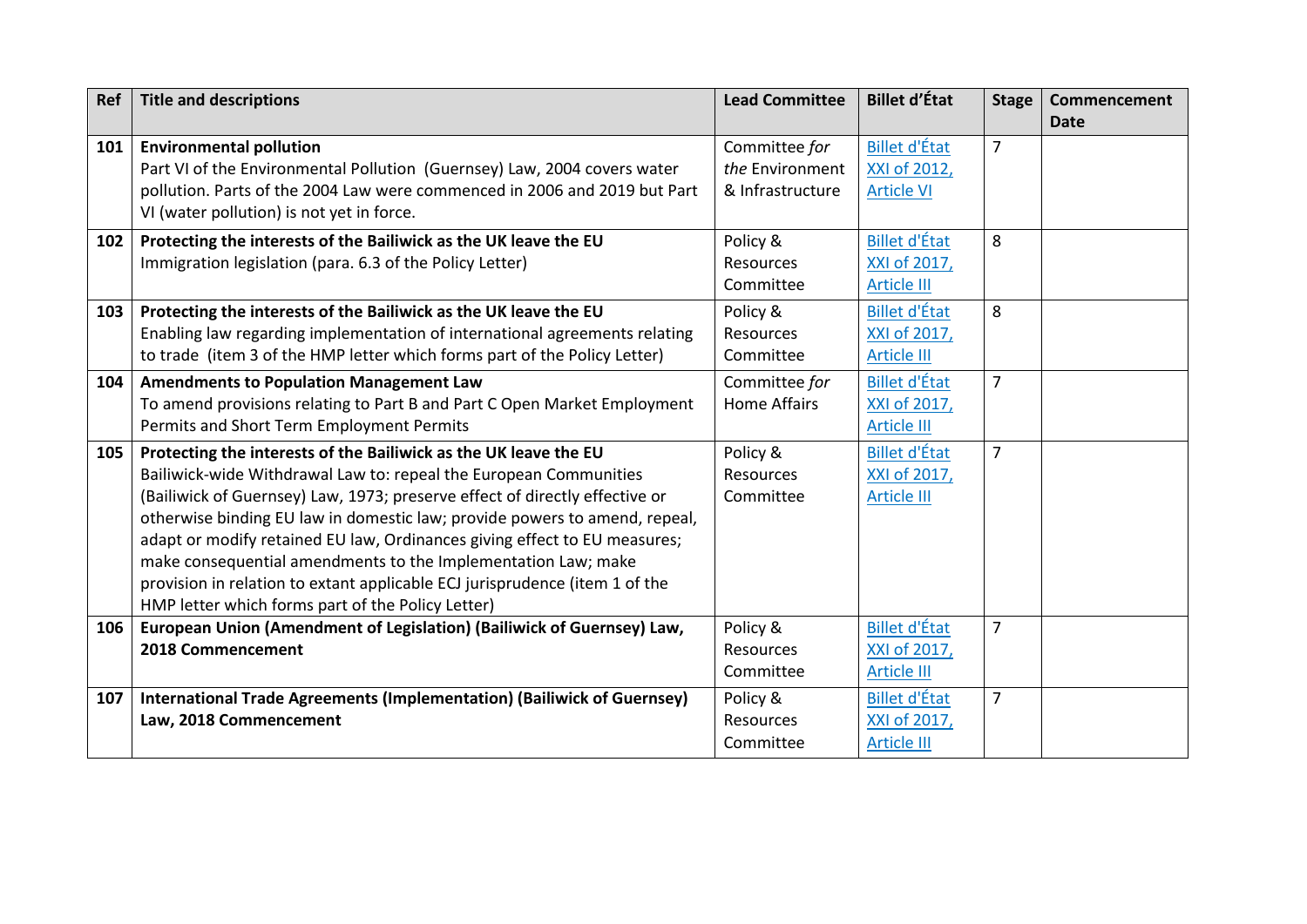| Ref | Title and descriptions | Lead Committee | Billet d'État | Stage | Commencement Date |
|---|---|---|---|---|---|
| 101 | **Environmental pollution**<br>Part VI of the Environmental Pollution (Guernsey) Law, 2004 covers water pollution. Parts of the 2004 Law were commenced in 2006 and 2019 but Part VI (water pollution) is not yet in force. | Committee *for the* Environment & Infrastructure | Billet d'État XXI of 2012, Article VI | 7 | |
| 102 | **Protecting the interests of the Bailiwick as the UK leave the EU**<br>Immigration legislation (para. 6.3 of the Policy Letter) | Policy & Resources Committee | Billet d'État XXI of 2017, Article III | 8 | |
| 103 | **Protecting the interests of the Bailiwick as the UK leave the EU**<br>Enabling law regarding implementation of international agreements relating to trade (item 3 of the HMP letter which forms part of the Policy Letter) | Policy & Resources Committee | Billet d'État XXI of 2017, Article III | 8 | |
| 104 | **Amendments to Population Management Law**<br>To amend provisions relating to Part B and Part C Open Market Employment Permits and Short Term Employment Permits | Committee *for* Home Affairs | Billet d'État XXI of 2017, Article III | 7 | |
| 105 | **Protecting the interests of the Bailiwick as the UK leave the EU**<br>Bailiwick-wide Withdrawal Law to: repeal the European Communities (Bailiwick of Guernsey) Law, 1973; preserve effect of directly effective or otherwise binding EU law in domestic law; provide powers to amend, repeal, adapt or modify retained EU law, Ordinances giving effect to EU measures; make consequential amendments to the Implementation Law; make provision in relation to extant applicable ECJ jurisprudence (item 1 of the HMP letter which forms part of the Policy Letter) | Policy & Resources Committee | Billet d'État XXI of 2017, Article III | 7 | |
| 106 | **European Union (Amendment of Legislation) (Bailiwick of Guernsey) Law, 2018 Commencement** | Policy & Resources Committee | Billet d'État XXI of 2017, Article III | 7 | |
| 107 | **International Trade Agreements (Implementation) (Bailiwick of Guernsey) Law, 2018 Commencement** | Policy & Resources Committee | Billet d'État XXI of 2017, Article III | 7 | |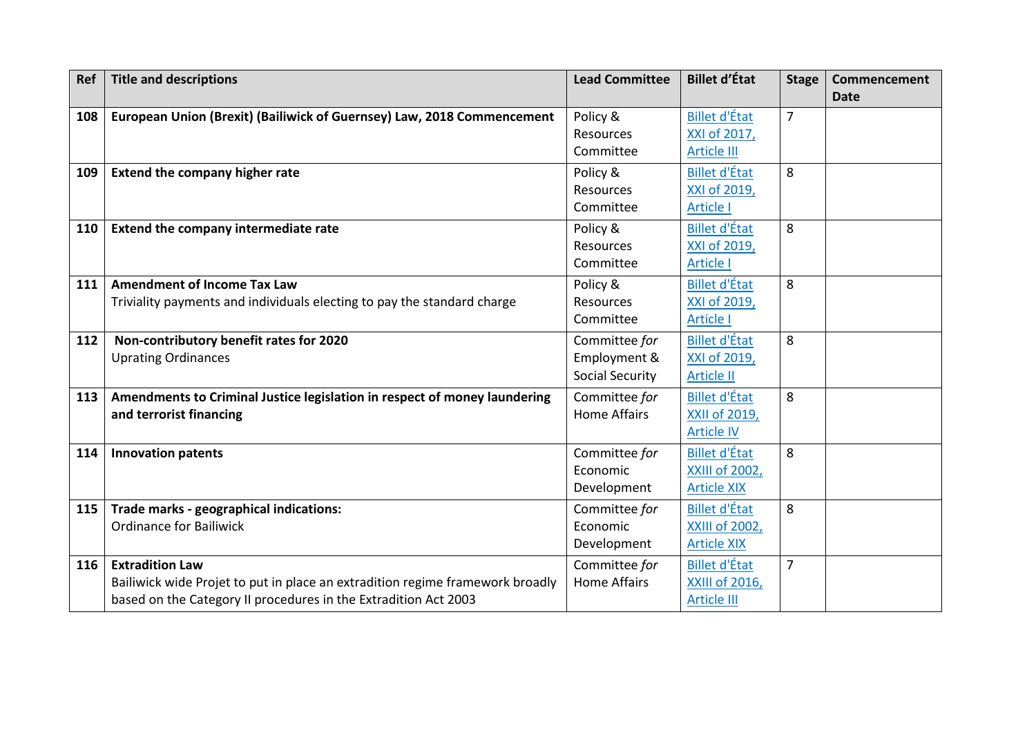| Ref | Title and descriptions | Lead Committee | Billet d'État | Stage | Commencement Date |
|---|---|---|---|---|---|
| 108 | **European Union (Brexit) (Bailiwick of Guernsey) Law, 2018 Commencement** | Policy & Resources Committee | Billet d'État XXI of 2017, Article III | 7 | |
| 109 | **Extend the company higher rate** | Policy & Resources Committee | Billet d'État XXI of 2019, Article I | 8 | |
| 110 | **Extend the company intermediate rate** | Policy & Resources Committee | Billet d'État XXI of 2019, Article I | 8 | |
| 111 | **Amendment of Income Tax Law**<br>Triviality payments and individuals electing to pay the standard charge | Policy & Resources Committee | Billet d'État XXI of 2019, Article I | 8 | |
| 112 | **Non-contributory benefit rates for 2020**<br>Uprating Ordinances | Committee *for* Employment & Social Security | Billet d'État XXI of 2019, Article II | 8 | |
| 113 | **Amendments to Criminal Justice legislation in respect of money laundering and terrorist financing** | Committee *for* Home Affairs | Billet d'État XXII of 2019, Article IV | 8 | |
| 114 | **Innovation patents** | Committee *for* Economic Development | Billet d'État XXIII of 2002, Article XIX | 8 | |
| 115 | **Trade marks - geographical indications:**<br>Ordinance for Bailiwick | Committee *for* Economic Development | Billet d'État XXIII of 2002, Article XIX | 8 | |
| 116 | **Extradition Law**<br>Bailiwick wide Projet to put in place an extradition regime framework broadly based on the Category II procedures in the Extradition Act 2003 | Committee *for* Home Affairs | Billet d'État XXIII of 2016, Article III | 7 | |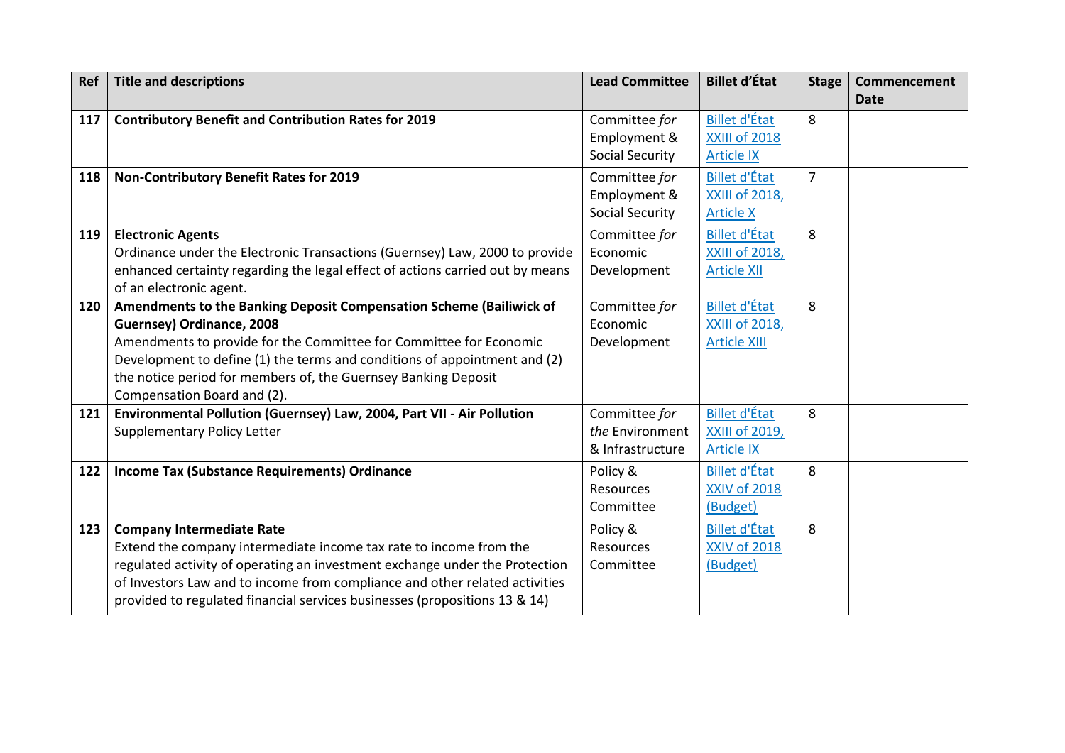| Ref | Title and descriptions | Lead Committee | Billet d'État | Stage | Commencement Date |
|---|---|---|---|---|---|
| 117 | **Contributory Benefit and Contribution Rates for 2019** | Committee *for* Employment & Social Security | Billet d'État XXIII of 2018 Article IX | 8 | |
| 118 | **Non-Contributory Benefit Rates for 2019** | Committee *for* Employment & Social Security | Billet d'État XXIII of 2018, Article X | 7 | |
| 119 | **Electronic Agents**<br>Ordinance under the Electronic Transactions (Guernsey) Law, 2000 to provide enhanced certainty regarding the legal effect of actions carried out by means of an electronic agent. | Committee *for* Economic Development | Billet d'État XXIII of 2018, Article XII | 8 | |
| 120 | **Amendments to the Banking Deposit Compensation Scheme (Bailiwick of Guernsey) Ordinance, 2008**<br>Amendments to provide for the Committee for Committee for Economic Development to define (1) the terms and conditions of appointment and (2) the notice period for members of, the Guernsey Banking Deposit Compensation Board and (2). | Committee *for* Economic Development | Billet d'État XXIII of 2018, Article XIII | 8 | |
| 121 | **Environmental Pollution (Guernsey) Law, 2004, Part VII - Air Pollution**<br>Supplementary Policy Letter | Committee *for the* Environment & Infrastructure | Billet d'État XXIII of 2019, Article IX | 8 | |
| 122 | **Income Tax (Substance Requirements) Ordinance** | Policy & Resources Committee | Billet d'État XXIV of 2018 (Budget) | 8 | |
| 123 | **Company Intermediate Rate**<br>Extend the company intermediate income tax rate to income from the regulated activity of operating an investment exchange under the Protection of Investors Law and to income from compliance and other related activities provided to regulated financial services businesses (propositions 13 & 14) | Policy & Resources Committee | Billet d'État XXIV of 2018 (Budget) | 8 | |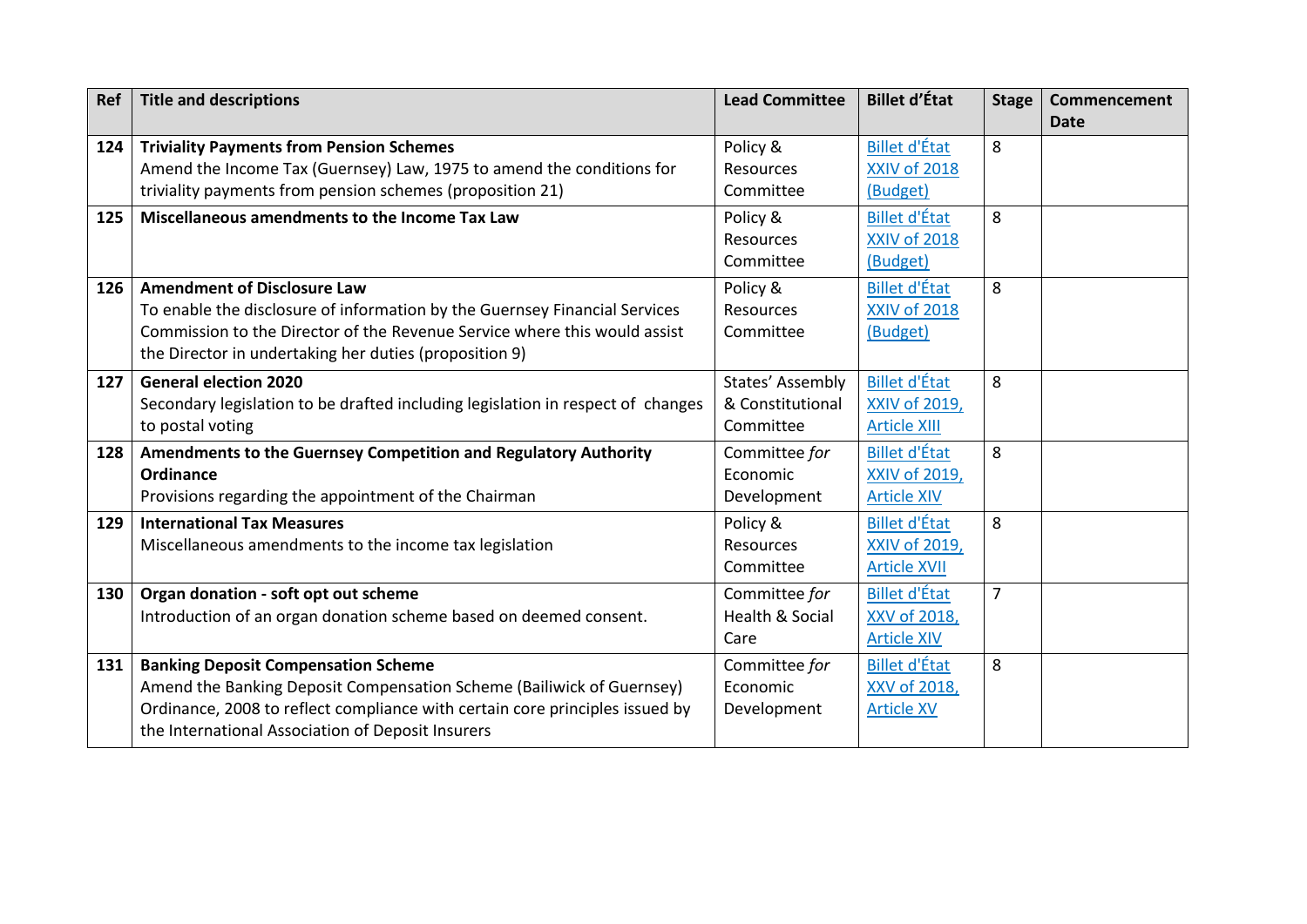| Ref | Title and descriptions | Lead Committee | Billet d'État | Stage | Commencement Date |
|---|---|---|---|---|---|
| 124 | **Triviality Payments from Pension Schemes** Amend the Income Tax (Guernsey) Law, 1975 to amend the conditions for triviality payments from pension schemes (proposition 21) | Policy & Resources Committee | Billet d'État XXIV of 2018 (Budget) | 8 | |
| 125 | **Miscellaneous amendments to the Income Tax Law** | Policy & Resources Committee | Billet d'État XXIV of 2018 (Budget) | 8 | |
| 126 | **Amendment of Disclosure Law** To enable the disclosure of information by the Guernsey Financial Services Commission to the Director of the Revenue Service where this would assist the Director in undertaking her duties (proposition 9) | Policy & Resources Committee | Billet d'État XXIV of 2018 (Budget) | 8 | |
| 127 | **General election 2020** Secondary legislation to be drafted including legislation in respect of changes to postal voting | States' Assembly & Constitutional Committee | Billet d'État XXIV of 2019, Article XIII | 8 | |
| 128 | **Amendments to the Guernsey Competition and Regulatory Authority Ordinance** Provisions regarding the appointment of the Chairman | Committee *for* Economic Development | Billet d'État XXIV of 2019, Article XIV | 8 | |
| 129 | **International Tax Measures** Miscellaneous amendments to the income tax legislation | Policy & Resources Committee | Billet d'État XXIV of 2019, Article XVII | 8 | |
| 130 | **Organ donation - soft opt out scheme** Introduction of an organ donation scheme based on deemed consent. | Committee *for* Health & Social Care | Billet d'État XXV of 2018, Article XIV | 7 | |
| 131 | **Banking Deposit Compensation Scheme** Amend the Banking Deposit Compensation Scheme (Bailiwick of Guernsey) Ordinance, 2008 to reflect compliance with certain core principles issued by the International Association of Deposit Insurers | Committee *for* Economic Development | Billet d'État XXV of 2018, Article XV | 8 | |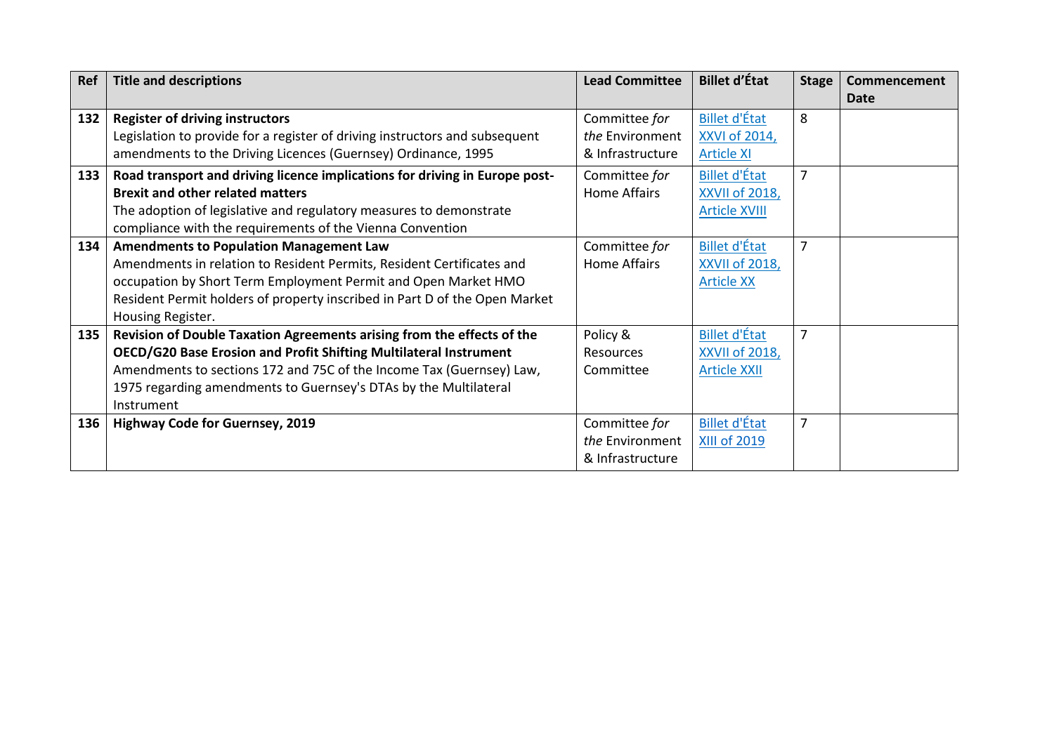| Ref | Title and descriptions | Lead Committee | Billet d'État | Stage | Commencement Date |
|---|---|---|---|---|---|
| 132 | **Register of driving instructors**<br>Legislation to provide for a register of driving instructors and subsequent amendments to the Driving Licences (Guernsey) Ordinance, 1995 | Committee *for the* Environment & Infrastructure | Billet d'État XXVI of 2014, Article XI | 8 | |
| 133 | **Road transport and driving licence implications for driving in Europe post-Brexit and other related matters**<br>The adoption of legislative and regulatory measures to demonstrate compliance with the requirements of the Vienna Convention | Committee *for* Home Affairs | Billet d'État XXVII of 2018, Article XVIII | 7 | |
| 134 | **Amendments to Population Management Law**<br>Amendments in relation to Resident Permits, Resident Certificates and occupation by Short Term Employment Permit and Open Market HMO Resident Permit holders of property inscribed in Part D of the Open Market Housing Register. | Committee *for* Home Affairs | Billet d'État XXVII of 2018, Article XX | 7 | |
| 135 | **Revision of Double Taxation Agreements arising from the effects of the OECD/G20 Base Erosion and Profit Shifting Multilateral Instrument**<br>Amendments to sections 172 and 75C of the Income Tax (Guernsey) Law, 1975 regarding amendments to Guernsey's DTAs by the Multilateral Instrument | Policy & Resources Committee | Billet d'État XXVII of 2018, Article XXII | 7 | |
| 136 | **Highway Code for Guernsey, 2019** | Committee *for the* Environment & Infrastructure | Billet d'État XIII of 2019 | 7 | |